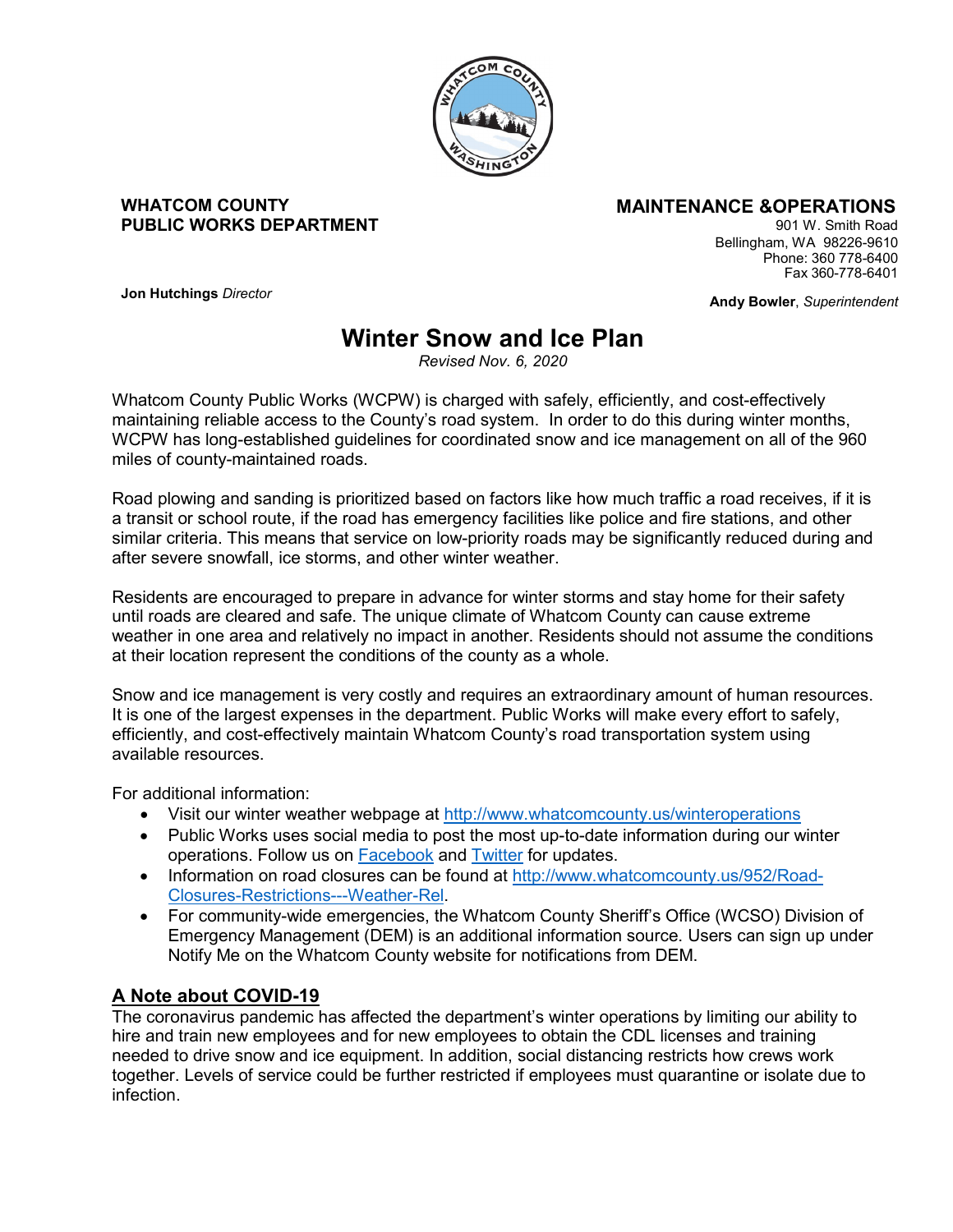**WHATCOM COUNTY**
**PUBLIC WORKS DEPARTMENT**

**MAINTENANCE &OPERATIONS**
901 W. Smith Road
Bellingham, WA 98226-9610
Phone: 360 778-6400
Fax 360-778-6401

**Jon Hutchings** *Director*

**Andy Bowler**, *Superintendent*

# Winter Snow and Ice Plan

*Revised Nov. 6, 2020*

Whatcom County Public Works (WCPW) is charged with safely, efficiently, and cost-effectively maintaining reliable access to the County's road system. In order to do this during winter months, WCPW has long-established guidelines for coordinated snow and ice management on all of the 960 miles of county-maintained roads.

Road plowing and sanding is prioritized based on factors like how much traffic a road receives, if it is a transit or school route, if the road has emergency facilities like police and fire stations, and other similar criteria. This means that service on low-priority roads may be significantly reduced during and after severe snowfall, ice storms, and other winter weather.

Residents are encouraged to prepare in advance for winter storms and stay home for their safety until roads are cleared and safe. The unique climate of Whatcom County can cause extreme weather in one area and relatively no impact in another. Residents should not assume the conditions at their location represent the conditions of the county as a whole.

Snow and ice management is very costly and requires an extraordinary amount of human resources. It is one of the largest expenses in the department. Public Works will make every effort to safely, efficiently, and cost-effectively maintain Whatcom County's road transportation system using available resources.

For additional information:

- Visit our winter weather webpage at [http://www.whatcomcounty.us/winteroperations](http://www.whatcomcounty.us/winteroperations)
- Public Works uses social media to post the most up-to-date information during our winter operations. Follow us on Facebook and Twitter for updates.
- Information on road closures can be found at [http://www.whatcomcounty.us/952/Road-Closures-Restrictions---Weather-Rel](http://www.whatcomcounty.us/952/Road-Closures-Restrictions---Weather-Rel).
- For community-wide emergencies, the Whatcom County Sheriff's Office (WCSO) Division of Emergency Management (DEM) is an additional information source. Users can sign up under Notify Me on the Whatcom County website for notifications from DEM.

## A Note about COVID-19

The coronavirus pandemic has affected the department's winter operations by limiting our ability to hire and train new employees and for new employees to obtain the CDL licenses and training needed to drive snow and ice equipment. In addition, social distancing restricts how crews work together. Levels of service could be further restricted if employees must quarantine or isolate due to infection.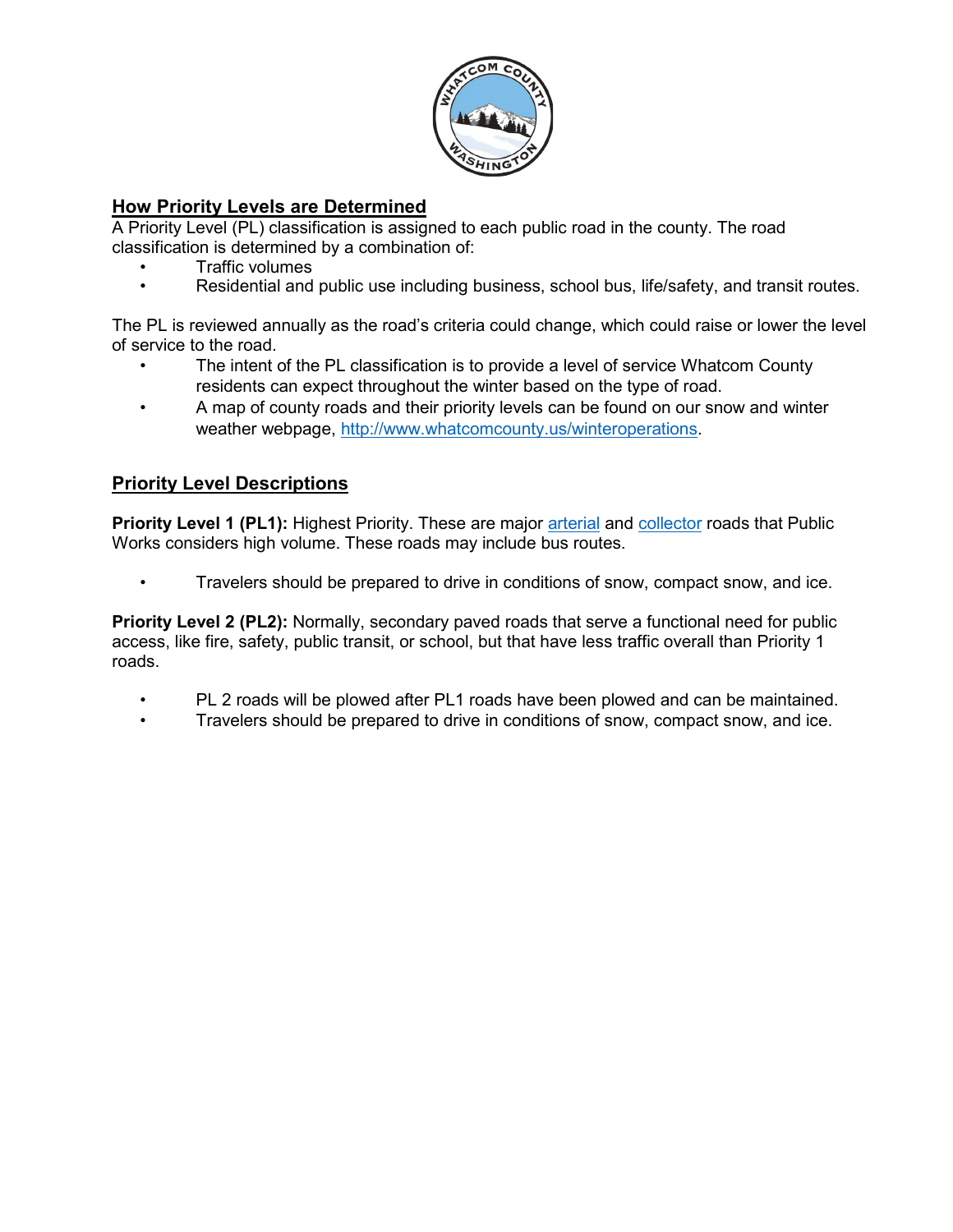## How Priority Levels are Determined

A Priority Level (PL) classification is assigned to each public road in the county. The road classification is determined by a combination of:

- Traffic volumes
- Residential and public use including business, school bus, life/safety, and transit routes.

The PL is reviewed annually as the road's criteria could change, which could raise or lower the level of service to the road.

- The intent of the PL classification is to provide a level of service Whatcom County residents can expect throughout the winter based on the type of road.
- A map of county roads and their priority levels can be found on our snow and winter weather webpage, http://www.whatcomcounty.us/winteroperations.

## Priority Level Descriptions

**Priority Level 1 (PL1):** Highest Priority. These are major arterial and collector roads that Public Works considers high volume. These roads may include bus routes.

- Travelers should be prepared to drive in conditions of snow, compact snow, and ice.

**Priority Level 2 (PL2):** Normally, secondary paved roads that serve a functional need for public access, like fire, safety, public transit, or school, but that have less traffic overall than Priority 1 roads.

- PL 2 roads will be plowed after PL1 roads have been plowed and can be maintained.
- Travelers should be prepared to drive in conditions of snow, compact snow, and ice.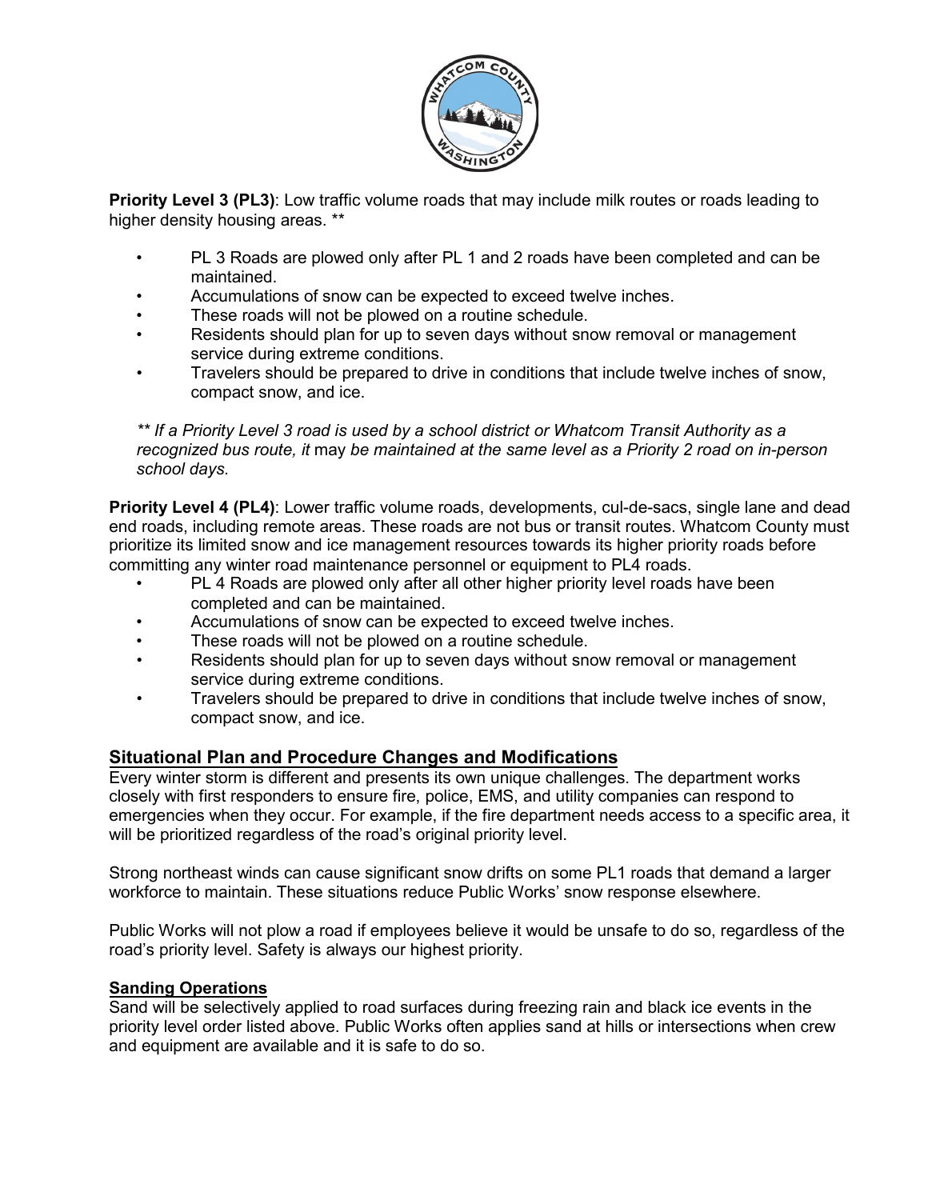**Priority Level 3 (PL3)**: Low traffic volume roads that may include milk routes or roads leading to higher density housing areas. **

- PL 3 Roads are plowed only after PL 1 and 2 roads have been completed and can be maintained.
- Accumulations of snow can be expected to exceed twelve inches.
- These roads will not be plowed on a routine schedule.
- Residents should plan for up to seven days without snow removal or management service during extreme conditions.
- Travelers should be prepared to drive in conditions that include twelve inches of snow, compact snow, and ice.

*** If a Priority Level 3 road is used by a school district or Whatcom Transit Authority as a recognized bus route, it* may *be maintained at the same level as a Priority 2 road on in-person school days.*

**Priority Level 4 (PL4)**: Lower traffic volume roads, developments, cul-de-sacs, single lane and dead end roads, including remote areas. These roads are not bus or transit routes. Whatcom County must prioritize its limited snow and ice management resources towards its higher priority roads before committing any winter road maintenance personnel or equipment to PL4 roads.

- PL 4 Roads are plowed only after all other higher priority level roads have been completed and can be maintained.
- Accumulations of snow can be expected to exceed twelve inches.
- These roads will not be plowed on a routine schedule.
- Residents should plan for up to seven days without snow removal or management service during extreme conditions.
- Travelers should be prepared to drive in conditions that include twelve inches of snow, compact snow, and ice.

## Situational Plan and Procedure Changes and Modifications

Every winter storm is different and presents its own unique challenges. The department works closely with first responders to ensure fire, police, EMS, and utility companies can respond to emergencies when they occur. For example, if the fire department needs access to a specific area, it will be prioritized regardless of the road's original priority level.

Strong northeast winds can cause significant snow drifts on some PL1 roads that demand a larger workforce to maintain. These situations reduce Public Works' snow response elsewhere.

Public Works will not plow a road if employees believe it would be unsafe to do so, regardless of the road's priority level. Safety is always our highest priority.

### Sanding Operations

Sand will be selectively applied to road surfaces during freezing rain and black ice events in the priority level order listed above. Public Works often applies sand at hills or intersections when crew and equipment are available and it is safe to do so.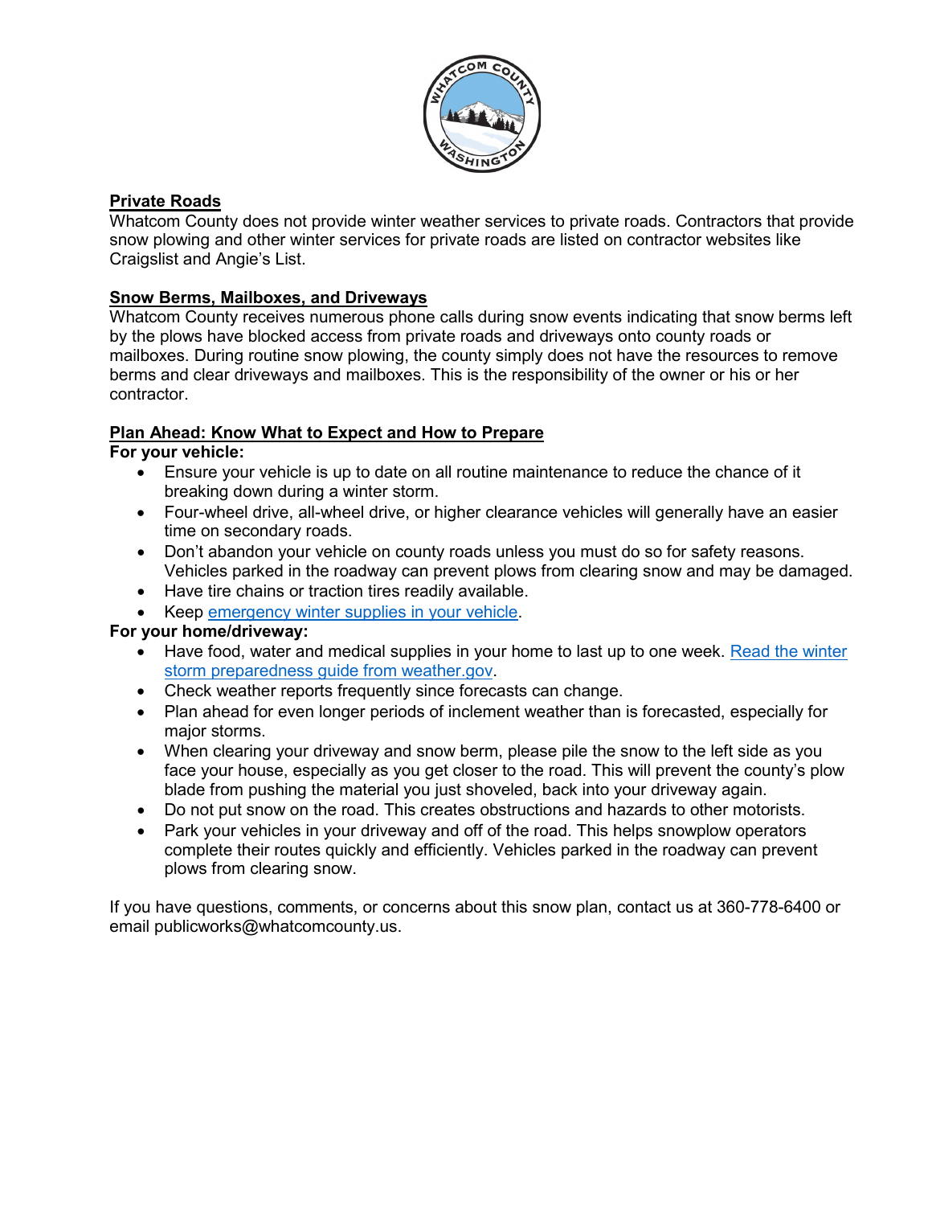## Private Roads

Whatcom County does not provide winter weather services to private roads. Contractors that provide snow plowing and other winter services for private roads are listed on contractor websites like Craigslist and Angie's List.

## Snow Berms, Mailboxes, and Driveways

Whatcom County receives numerous phone calls during snow events indicating that snow berms left by the plows have blocked access from private roads and driveways onto county roads or mailboxes. During routine snow plowing, the county simply does not have the resources to remove berms and clear driveways and mailboxes. This is the responsibility of the owner or his or her contractor.

## Plan Ahead: Know What to Expect and How to Prepare

**For your vehicle:**

- Ensure your vehicle is up to date on all routine maintenance to reduce the chance of it breaking down during a winter storm.
- Four-wheel drive, all-wheel drive, or higher clearance vehicles will generally have an easier time on secondary roads.
- Don't abandon your vehicle on county roads unless you must do so for safety reasons. Vehicles parked in the roadway can prevent plows from clearing snow and may be damaged.
- Have tire chains or traction tires readily available.
- Keep emergency winter supplies in your vehicle.

**For your home/driveway:**

- Have food, water and medical supplies in your home to last up to one week. Read the winter storm preparedness guide from weather.gov.
- Check weather reports frequently since forecasts can change.
- Plan ahead for even longer periods of inclement weather than is forecasted, especially for major storms.
- When clearing your driveway and snow berm, please pile the snow to the left side as you face your house, especially as you get closer to the road. This will prevent the county's plow blade from pushing the material you just shoveled, back into your driveway again.
- Do not put snow on the road. This creates obstructions and hazards to other motorists.
- Park your vehicles in your driveway and off of the road. This helps snowplow operators complete their routes quickly and efficiently. Vehicles parked in the roadway can prevent plows from clearing snow.

If you have questions, comments, or concerns about this snow plan, contact us at 360-778-6400 or email publicworks@whatcomcounty.us.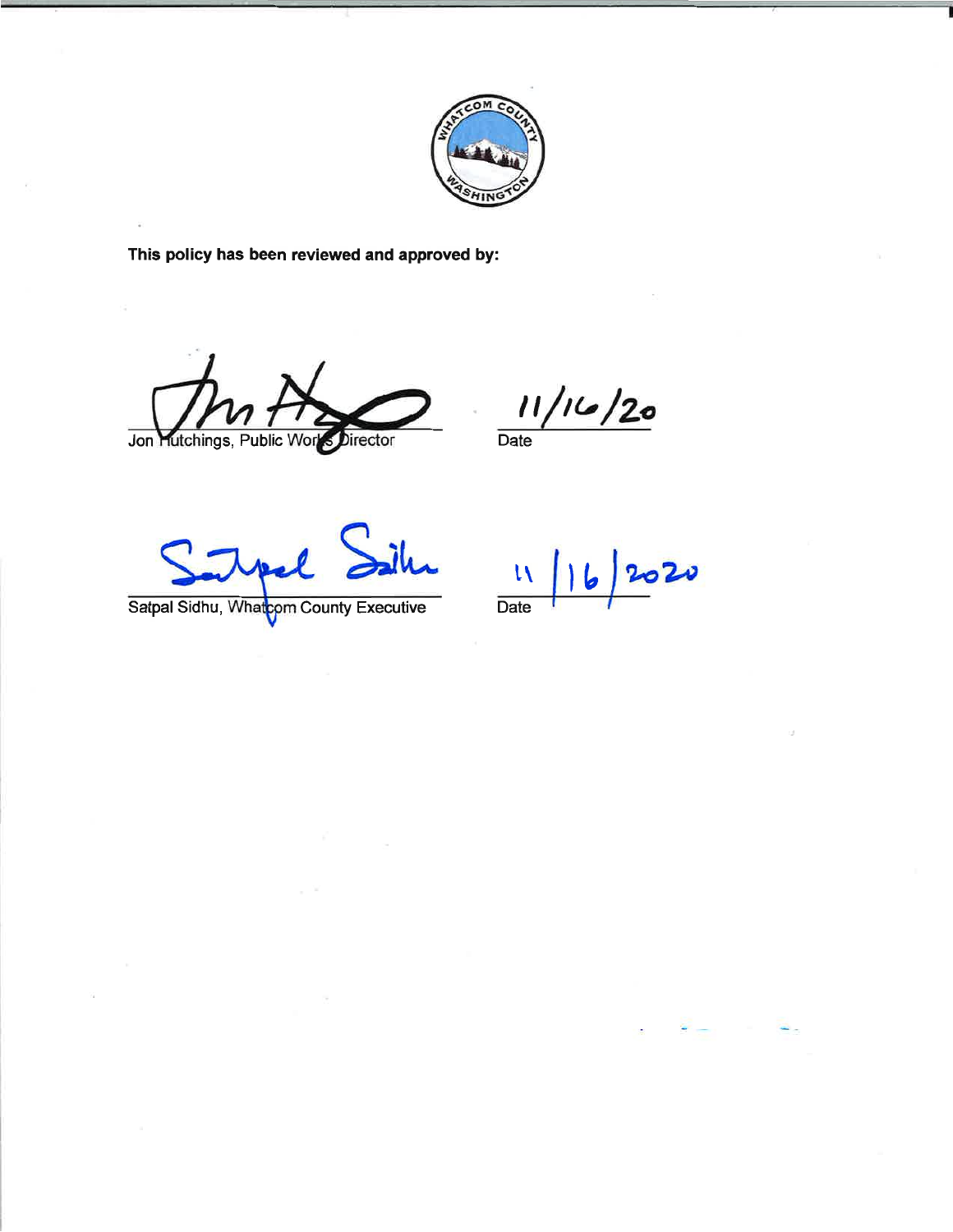**This policy has been reviewed and approved by:**

Jon Hutchings, Public Works Director — Date: 11/16/20

Satpal Sidhu, Whatcom County Executive — Date: 11/16/2020